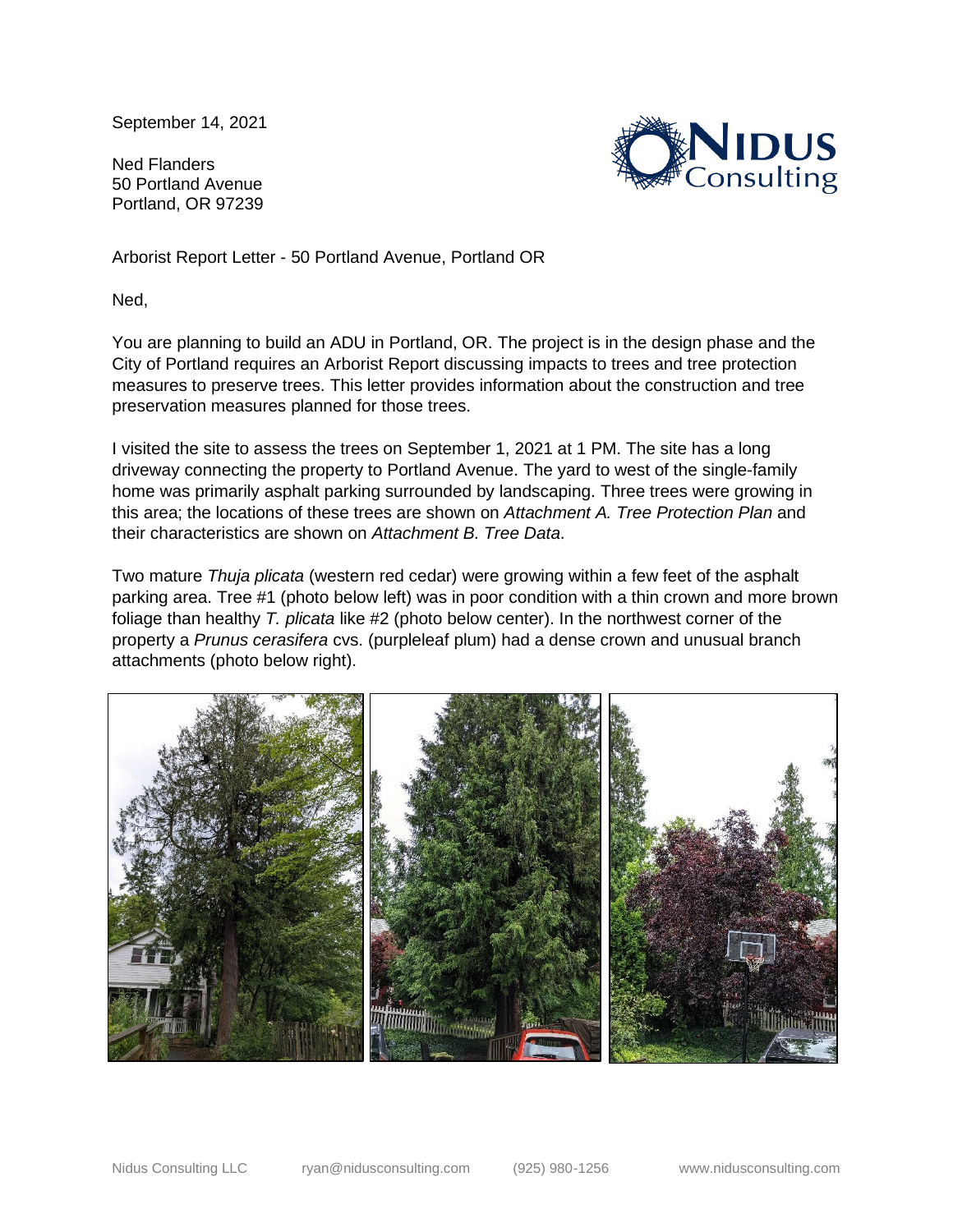September 14, 2021

Ned Flanders
50 Portland Avenue
Portland, OR 97239

Arborist Report Letter - 50 Portland Avenue, Portland OR

Ned,

You are planning to build an ADU in Portland, OR. The project is in the design phase and the City of Portland requires an Arborist Report discussing impacts to trees and tree protection measures to preserve trees. This letter provides information about the construction and tree preservation measures planned for those trees.

I visited the site to assess the trees on September 1, 2021 at 1 PM. The site has a long driveway connecting the property to Portland Avenue. The yard to west of the single-family home was primarily asphalt parking surrounded by landscaping. Three trees were growing in this area; the locations of these trees are shown on *Attachment A. Tree Protection Plan* and their characteristics are shown on *Attachment B. Tree Data*.

Two mature *Thuja plicata* (western red cedar) were growing within a few feet of the asphalt parking area. Tree #1 (photo below left) was in poor condition with a thin crown and more brown foliage than healthy *T. plicata* like #2 (photo below center). In the northwest corner of the property a *Prunus cerasifera* cvs. (purpleleaf plum) had a dense crown and unusual branch attachments (photo below right).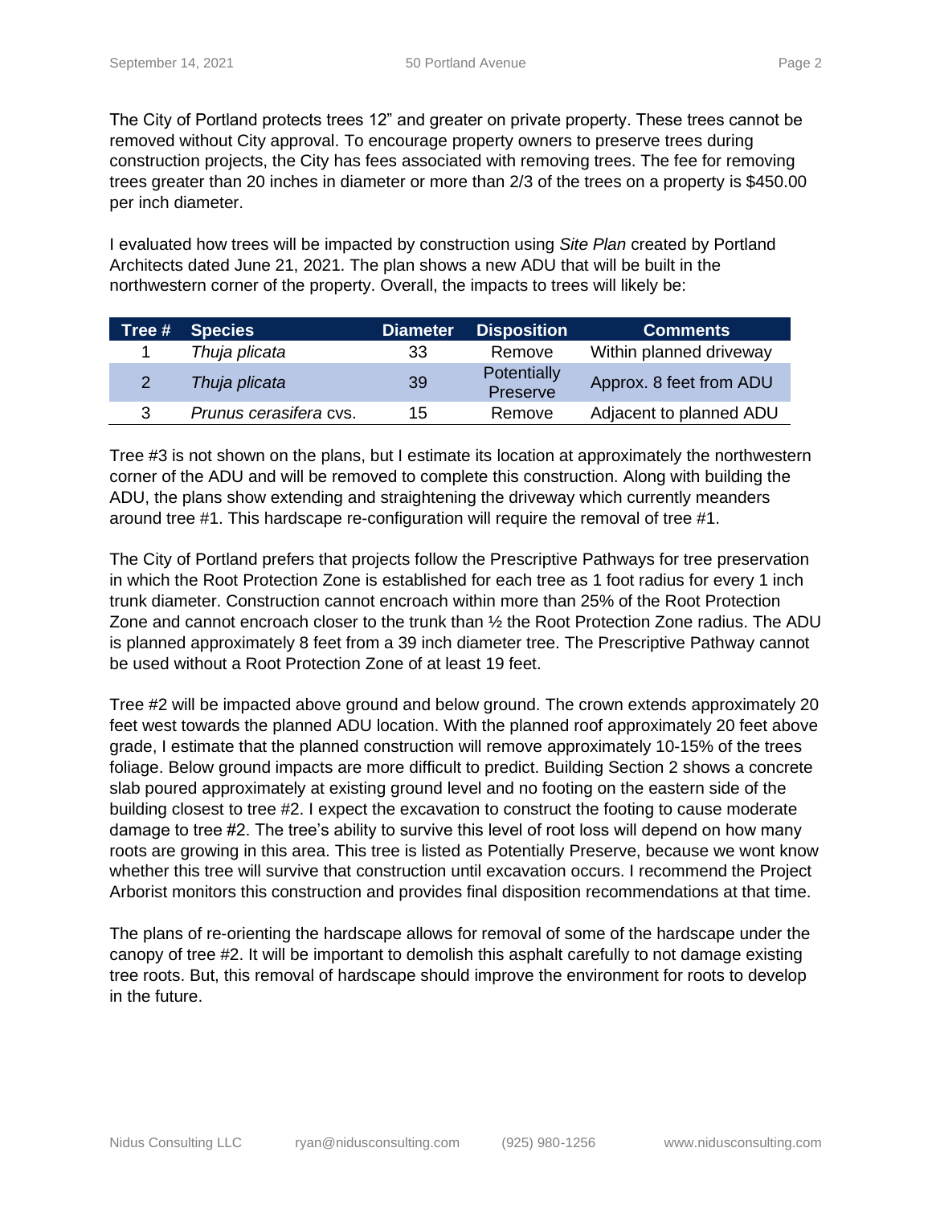The City of Portland protects trees 12” and greater on private property. These trees cannot be removed without City approval. To encourage property owners to preserve trees during construction projects, the City has fees associated with removing trees. The fee for removing trees greater than 20 inches in diameter or more than 2/3 of the trees on a property is $450.00 per inch diameter.

I evaluated how trees will be impacted by construction using *Site Plan* created by Portland Architects dated June 21, 2021. The plan shows a new ADU that will be built in the northwestern corner of the property. Overall, the impacts to trees will likely be:

| Tree # | Species | Diameter | Disposition | Comments |
|---|---|---|---|---|
| 1 | *Thuja plicata* | 33 | Remove | Within planned driveway |
| 2 | *Thuja plicata* | 39 | Potentially Preserve | Approx. 8 feet from ADU |
| 3 | *Prunus cerasifera* cvs. | 15 | Remove | Adjacent to planned ADU |

Tree #3 is not shown on the plans, but I estimate its location at approximately the northwestern corner of the ADU and will be removed to complete this construction. Along with building the ADU, the plans show extending and straightening the driveway which currently meanders around tree #1. This hardscape re-configuration will require the removal of tree #1.

The City of Portland prefers that projects follow the Prescriptive Pathways for tree preservation in which the Root Protection Zone is established for each tree as 1 foot radius for every 1 inch trunk diameter. Construction cannot encroach within more than 25% of the Root Protection Zone and cannot encroach closer to the trunk than ½ the Root Protection Zone radius. The ADU is planned approximately 8 feet from a 39 inch diameter tree. The Prescriptive Pathway cannot be used without a Root Protection Zone of at least 19 feet.

Tree #2 will be impacted above ground and below ground. The crown extends approximately 20 feet west towards the planned ADU location. With the planned roof approximately 20 feet above grade, I estimate that the planned construction will remove approximately 10-15% of the trees foliage. Below ground impacts are more difficult to predict. Building Section 2 shows a concrete slab poured approximately at existing ground level and no footing on the eastern side of the building closest to tree #2. I expect the excavation to construct the footing to cause moderate damage to tree #2. The tree’s ability to survive this level of root loss will depend on how many roots are growing in this area. This tree is listed as Potentially Preserve, because we wont know whether this tree will survive that construction until excavation occurs. I recommend the Project Arborist monitors this construction and provides final disposition recommendations at that time.

The plans of re-orienting the hardscape allows for removal of some of the hardscape under the canopy of tree #2. It will be important to demolish this asphalt carefully to not damage existing tree roots. But, this removal of hardscape should improve the environment for roots to develop in the future.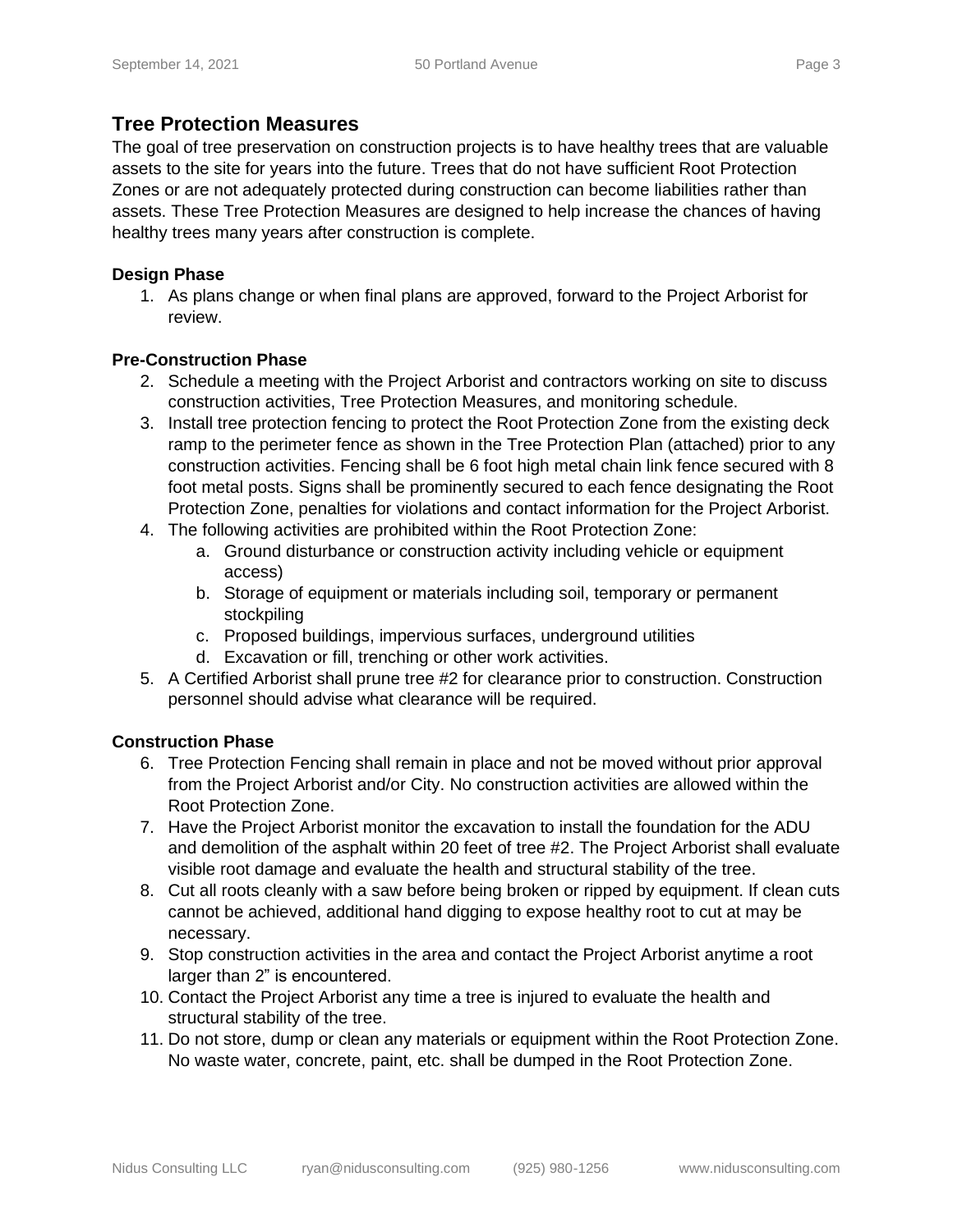## Tree Protection Measures

The goal of tree preservation on construction projects is to have healthy trees that are valuable assets to the site for years into the future. Trees that do not have sufficient Root Protection Zones or are not adequately protected during construction can become liabilities rather than assets. These Tree Protection Measures are designed to help increase the chances of having healthy trees many years after construction is complete.

**Design Phase**

1. As plans change or when final plans are approved, forward to the Project Arborist for review.

**Pre-Construction Phase**

2. Schedule a meeting with the Project Arborist and contractors working on site to discuss construction activities, Tree Protection Measures, and monitoring schedule.
3. Install tree protection fencing to protect the Root Protection Zone from the existing deck ramp to the perimeter fence as shown in the Tree Protection Plan (attached) prior to any construction activities. Fencing shall be 6 foot high metal chain link fence secured with 8 foot metal posts. Signs shall be prominently secured to each fence designating the Root Protection Zone, penalties for violations and contact information for the Project Arborist.
4. The following activities are prohibited within the Root Protection Zone:
   a. Ground disturbance or construction activity including vehicle or equipment access)
   b. Storage of equipment or materials including soil, temporary or permanent stockpiling
   c. Proposed buildings, impervious surfaces, underground utilities
   d. Excavation or fill, trenching or other work activities.
5. A Certified Arborist shall prune tree #2 for clearance prior to construction. Construction personnel should advise what clearance will be required.

**Construction Phase**

6. Tree Protection Fencing shall remain in place and not be moved without prior approval from the Project Arborist and/or City. No construction activities are allowed within the Root Protection Zone.
7. Have the Project Arborist monitor the excavation to install the foundation for the ADU and demolition of the asphalt within 20 feet of tree #2. The Project Arborist shall evaluate visible root damage and evaluate the health and structural stability of the tree.
8. Cut all roots cleanly with a saw before being broken or ripped by equipment. If clean cuts cannot be achieved, additional hand digging to expose healthy root to cut at may be necessary.
9. Stop construction activities in the area and contact the Project Arborist anytime a root larger than 2" is encountered.
10. Contact the Project Arborist any time a tree is injured to evaluate the health and structural stability of the tree.
11. Do not store, dump or clean any materials or equipment within the Root Protection Zone. No waste water, concrete, paint, etc. shall be dumped in the Root Protection Zone.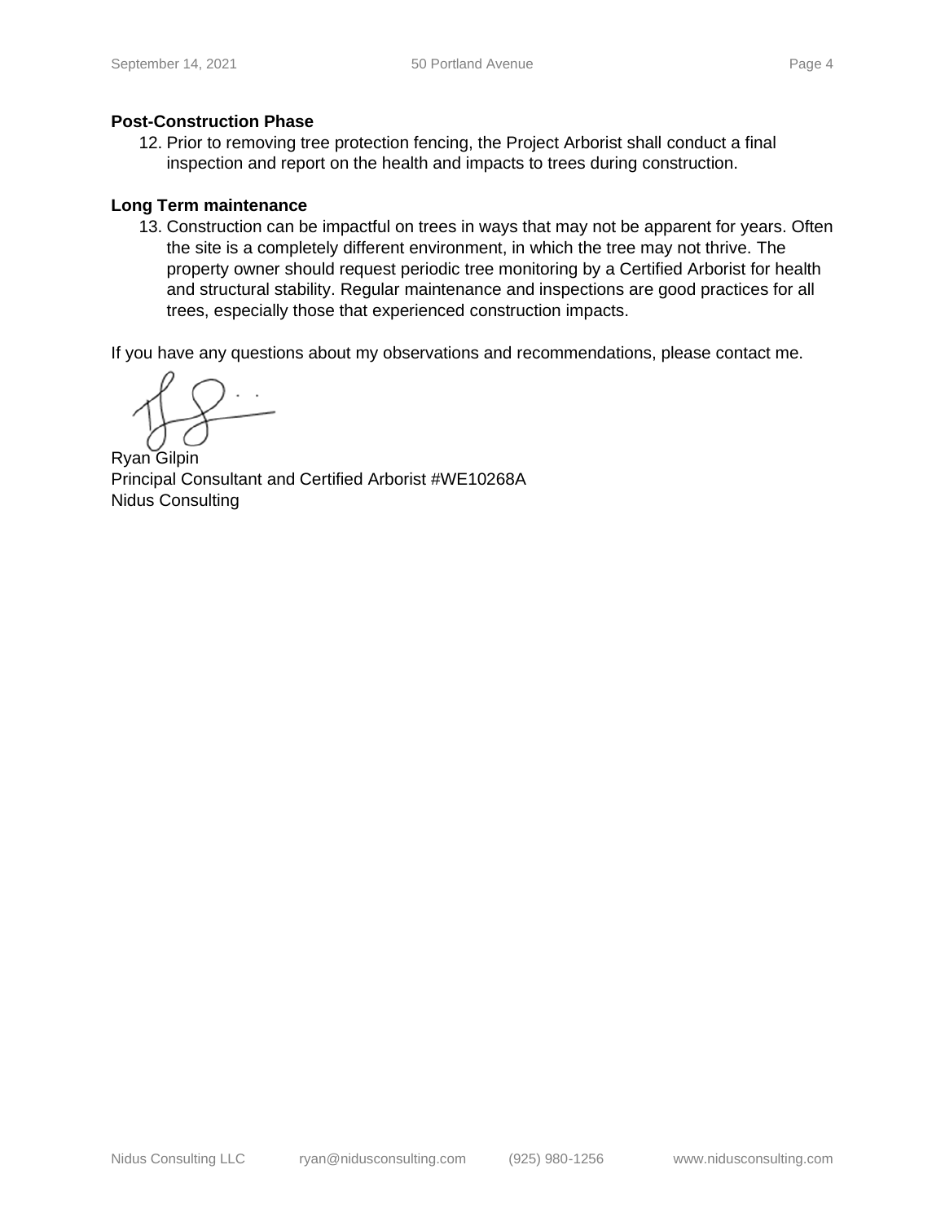**Post-Construction Phase**

12. Prior to removing tree protection fencing, the Project Arborist shall conduct a final inspection and report on the health and impacts to trees during construction.

**Long Term maintenance**

13. Construction can be impactful on trees in ways that may not be apparent for years. Often the site is a completely different environment, in which the tree may not thrive. The property owner should request periodic tree monitoring by a Certified Arborist for health and structural stability. Regular maintenance and inspections are good practices for all trees, especially those that experienced construction impacts.

If you have any questions about my observations and recommendations, please contact me.

Ryan Gilpin
Principal Consultant and Certified Arborist #WE10268A
Nidus Consulting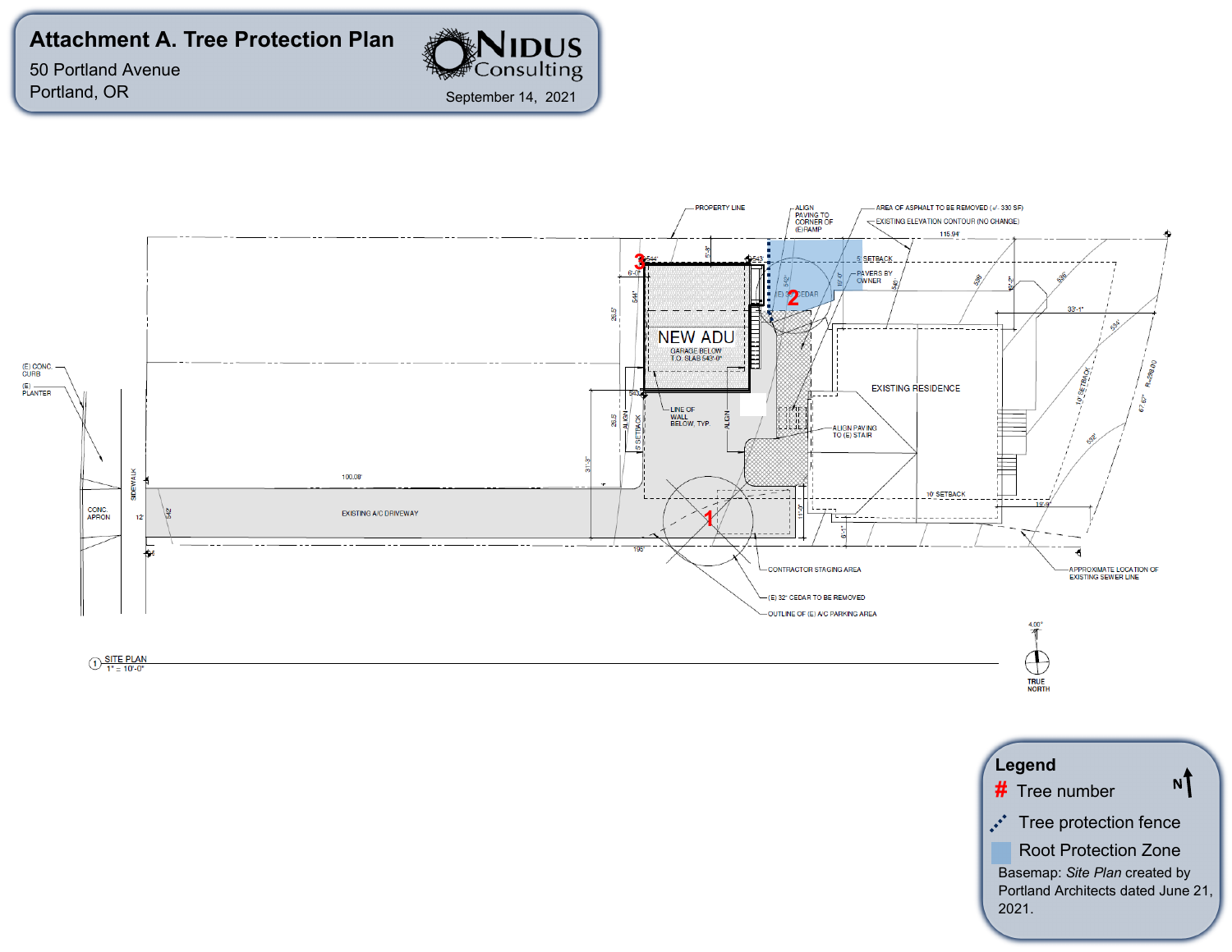# Attachment A. Tree Protection Plan

50 Portland Avenue
Portland, OR

NIDUS Consulting

September 14, 2021

PROPERTY LINE

ALIGN PAVING TO CORNER OF (E) RAMP

AREA OF ASPHALT TO BE REMOVED (+/- 330 SF)

EXISTING ELEVATION CONTOUR (NO CHANGE)

115.94'

5' SETBACK

PAVERS BY OWNER

(E) 3 CEDAR

NEW ADU

GARAGE BELOW
T.O. SLAB 543'-0"

LINE OF WALL BELOW, TYP.

ALIGN

EXISTING RESIDENCE

ALIGN PAVING TO (E) STAIR

10' SETBACK

33'-1"

R=298.00

(E) CONC. CURB

(E) PLANTER

SIDEWALK

CONC. APRON

100.08'

EXISTING A/C DRIVEWAY

195'

CONTRACTOR STAGING AREA

(E) 32" CEDAR TO BE REMOVED

OUTLINE OF (E) A/C PARKING AREA

APPROXIMATE LOCATION OF EXISTING SEWER LINE

1 SITE PLAN
1" = 10'-0"

TRUE NORTH

**Legend**

\# Tree number

Tree protection fence

Root Protection Zone

Basemap: *Site Plan* created by Portland Architects dated June 21, 2021.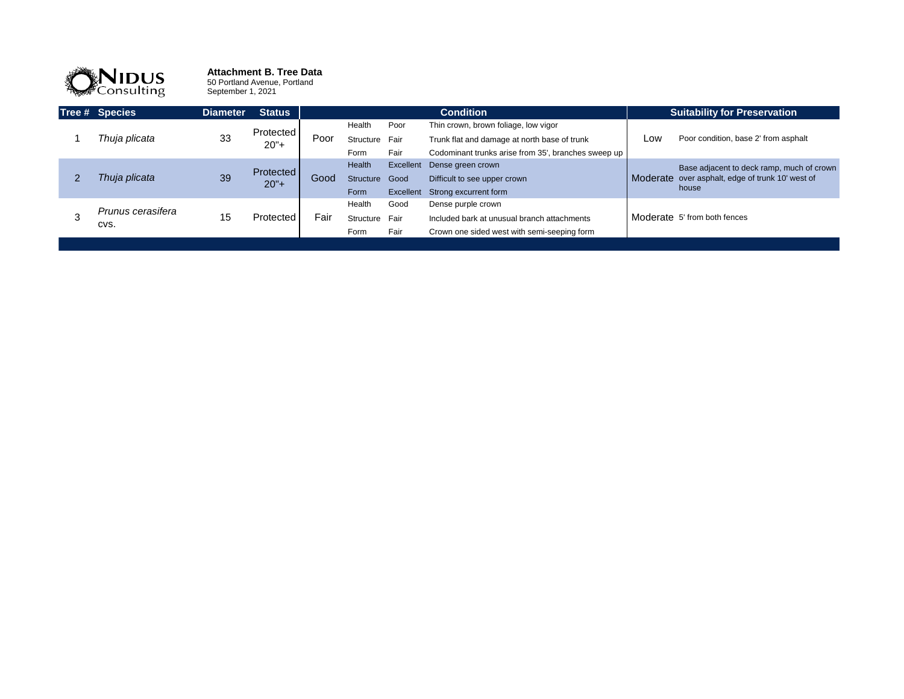NIDUS Consulting

**Attachment B. Tree Data**
50 Portland Avenue, Portland
September 1, 2021

| Tree # | Species | Diameter | Status | Condition | | | | Suitability for Preservation | |
|---|---|---|---|---|---|---|---|---|---|
| 1 | *Thuja plicata* | 33 | Protected 20"+ | Poor | Health | Poor | Thin crown, brown foliage, low vigor | Low | Poor condition, base 2' from asphalt |
| | | | | | Structure | Fair | Trunk flat and damage at north base of trunk | | |
| | | | | | Form | Fair | Codominant trunks arise from 35', branches sweep up | | |
| 2 | *Thuja plicata* | 39 | Protected 20"+ | Good | Health | Excellent | Dense green crown | Moderate | Base adjacent to deck ramp, much of crown over asphalt, edge of trunk 10' west of house |
| | | | | | Structure | Good | Difficult to see upper crown | | |
| | | | | | Form | Excellent | Strong excurrent form | | |
| 3 | *Prunus cerasifera* cvs. | 15 | Protected | Fair | Health | Good | Dense purple crown | Moderate | 5' from both fences |
| | | | | | Structure | Fair | Included bark at unusual branch attachments | | |
| | | | | | Form | Fair | Crown one sided west with semi-seeping form | | |